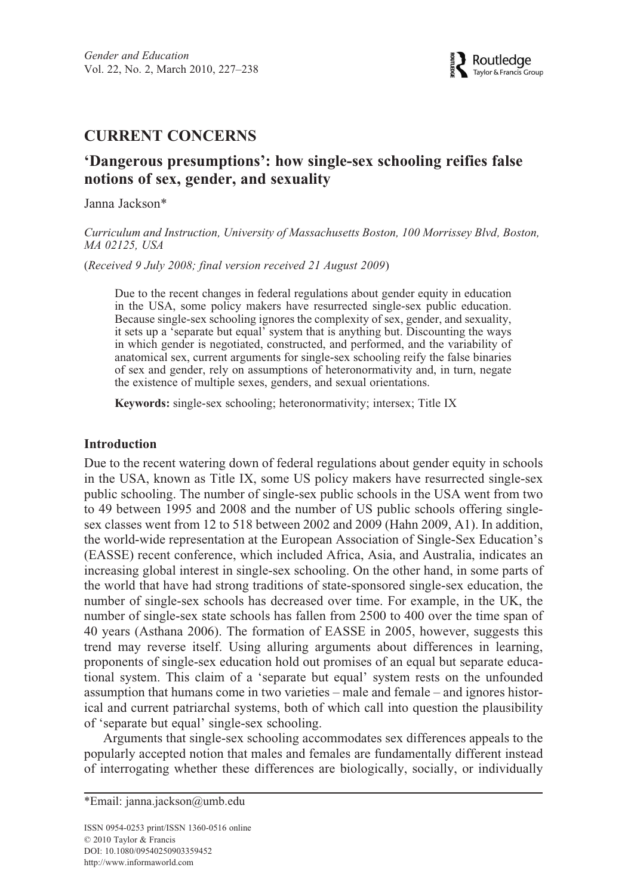## CURRENT CONCERNS

# 'Dangerous presumptions': how single-sex schooling reifies false notions of sex, gender, and sexuality

Janna Jackson*

*Curriculum and Instruction, University of Massachusetts Boston, 100 Morrissey Blvd, Boston, MA 02125, USA*

(*Received 9 July 2008; final version received 21 August 2009*)

Due to the recent changes in federal regulations about gender equity in education in the USA, some policy makers have resurrected single-sex public education. Because single-sex schooling ignores the complexity of sex, gender, and sexuality, it sets up a 'separate but equal' system that is anything but. Discounting the ways in which gender is negotiated, constructed, and performed, and the variability of anatomical sex, current arguments for single-sex schooling reify the false binaries of sex and gender, rely on assumptions of heteronormativity and, in turn, negate the existence of multiple sexes, genders, and sexual orientations.

**Keywords:** single-sex schooling; heteronormativity; intersex; Title IX

## Introduction

Due to the recent watering down of federal regulations about gender equity in schools in the USA, known as Title IX, some US policy makers have resurrected single-sex public schooling. The number of single-sex public schools in the USA went from two to 49 between 1995 and 2008 and the number of US public schools offering single-sex classes went from 12 to 518 between 2002 and 2009 (Hahn 2009, A1). In addition, the world-wide representation at the European Association of Single-Sex Education's (EASSE) recent conference, which included Africa, Asia, and Australia, indicates an increasing global interest in single-sex schooling. On the other hand, in some parts of the world that have had strong traditions of state-sponsored single-sex education, the number of single-sex schools has decreased over time. For example, in the UK, the number of single-sex state schools has fallen from 2500 to 400 over the time span of 40 years (Asthana 2006). The formation of EASSE in 2005, however, suggests this trend may reverse itself. Using alluring arguments about differences in learning, proponents of single-sex education hold out promises of an equal but separate educational system. This claim of a 'separate but equal' system rests on the unfounded assumption that humans come in two varieties – male and female – and ignores historical and current patriarchal systems, both of which call into question the plausibility of 'separate but equal' single-sex schooling.

Arguments that single-sex schooling accommodates sex differences appeals to the popularly accepted notion that males and females are fundamentally different instead of interrogating whether these differences are biologically, socially, or individually

*Email: janna.jackson@umb.edu

ISSN 0954-0253 print/ISSN 1360-0516 online
© 2010 Taylor & Francis
DOI: 10.1080/09540250903359452
http://www.informaworld.com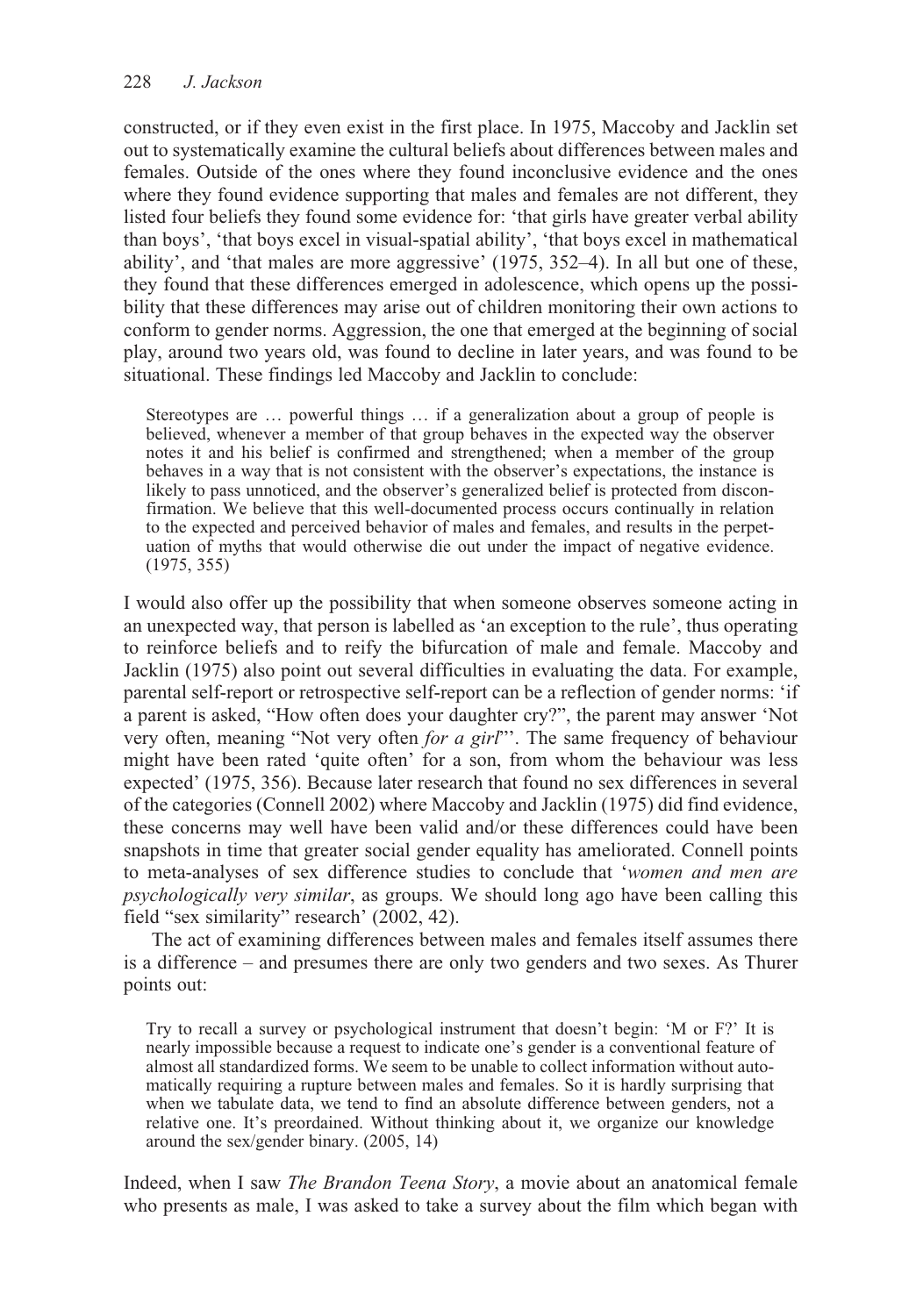constructed, or if they even exist in the first place. In 1975, Maccoby and Jacklin set out to systematically examine the cultural beliefs about differences between males and females. Outside of the ones where they found inconclusive evidence and the ones where they found evidence supporting that males and females are not different, they listed four beliefs they found some evidence for: 'that girls have greater verbal ability than boys', 'that boys excel in visual-spatial ability', 'that boys excel in mathematical ability', and 'that males are more aggressive' (1975, 352–4). In all but one of these, they found that these differences emerged in adolescence, which opens up the possibility that these differences may arise out of children monitoring their own actions to conform to gender norms. Aggression, the one that emerged at the beginning of social play, around two years old, was found to decline in later years, and was found to be situational. These findings led Maccoby and Jacklin to conclude:

> Stereotypes are … powerful things … if a generalization about a group of people is believed, whenever a member of that group behaves in the expected way the observer notes it and his belief is confirmed and strengthened; when a member of the group behaves in a way that is not consistent with the observer's expectations, the instance is likely to pass unnoticed, and the observer's generalized belief is protected from disconfirmation. We believe that this well-documented process occurs continually in relation to the expected and perceived behavior of males and females, and results in the perpetuation of myths that would otherwise die out under the impact of negative evidence. (1975, 355)

I would also offer up the possibility that when someone observes someone acting in an unexpected way, that person is labelled as 'an exception to the rule', thus operating to reinforce beliefs and to reify the bifurcation of male and female. Maccoby and Jacklin (1975) also point out several difficulties in evaluating the data. For example, parental self-report or retrospective self-report can be a reflection of gender norms: 'if a parent is asked, "How often does your daughter cry?", the parent may answer 'Not very often, meaning "Not very often *for a girl*"'. The same frequency of behaviour might have been rated 'quite often' for a son, from whom the behaviour was less expected' (1975, 356). Because later research that found no sex differences in several of the categories (Connell 2002) where Maccoby and Jacklin (1975) did find evidence, these concerns may well have been valid and/or these differences could have been snapshots in time that greater social gender equality has ameliorated. Connell points to meta-analyses of sex difference studies to conclude that '*women and men are psychologically very similar*, as groups. We should long ago have been calling this field "sex similarity" research' (2002, 42).

The act of examining differences between males and females itself assumes there is a difference – and presumes there are only two genders and two sexes. As Thurer points out:

> Try to recall a survey or psychological instrument that doesn't begin: 'M or F?' It is nearly impossible because a request to indicate one's gender is a conventional feature of almost all standardized forms. We seem to be unable to collect information without automatically requiring a rupture between males and females. So it is hardly surprising that when we tabulate data, we tend to find an absolute difference between genders, not a relative one. It's preordained. Without thinking about it, we organize our knowledge around the sex/gender binary. (2005, 14)

Indeed, when I saw *The Brandon Teena Story*, a movie about an anatomical female who presents as male, I was asked to take a survey about the film which began with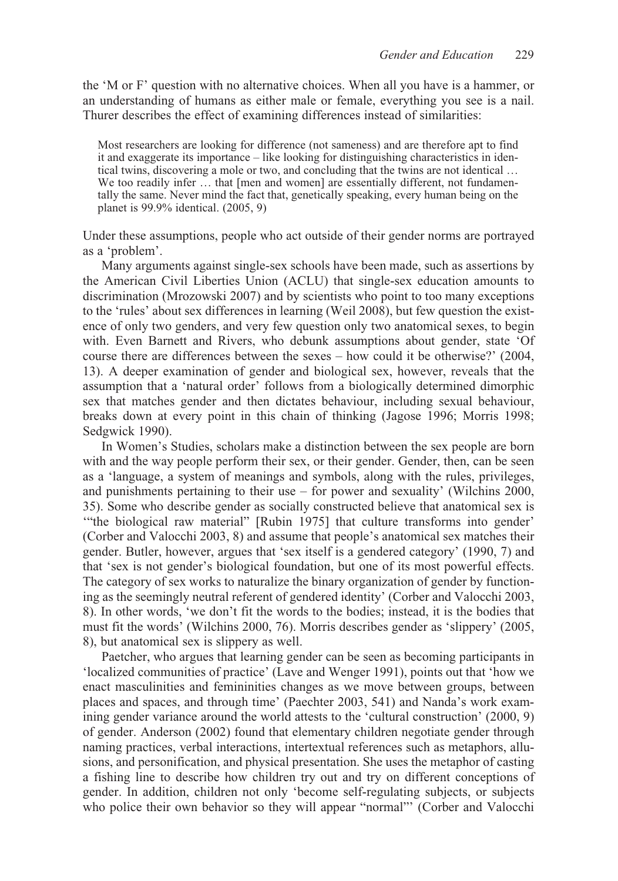the 'M or F' question with no alternative choices. When all you have is a hammer, or an understanding of humans as either male or female, everything you see is a nail. Thurer describes the effect of examining differences instead of similarities:

> Most researchers are looking for difference (not sameness) and are therefore apt to find it and exaggerate its importance – like looking for distinguishing characteristics in identical twins, discovering a mole or two, and concluding that the twins are not identical … We too readily infer … that [men and women] are essentially different, not fundamentally the same. Never mind the fact that, genetically speaking, every human being on the planet is 99.9% identical. (2005, 9)

Under these assumptions, people who act outside of their gender norms are portrayed as a 'problem'.

Many arguments against single-sex schools have been made, such as assertions by the American Civil Liberties Union (ACLU) that single-sex education amounts to discrimination (Mrozowski 2007) and by scientists who point to too many exceptions to the 'rules' about sex differences in learning (Weil 2008), but few question the existence of only two genders, and very few question only two anatomical sexes, to begin with. Even Barnett and Rivers, who debunk assumptions about gender, state 'Of course there are differences between the sexes – how could it be otherwise?' (2004, 13). A deeper examination of gender and biological sex, however, reveals that the assumption that a 'natural order' follows from a biologically determined dimorphic sex that matches gender and then dictates behaviour, including sexual behaviour, breaks down at every point in this chain of thinking (Jagose 1996; Morris 1998; Sedgwick 1990).

In Women's Studies, scholars make a distinction between the sex people are born with and the way people perform their sex, or their gender. Gender, then, can be seen as a 'language, a system of meanings and symbols, along with the rules, privileges, and punishments pertaining to their use – for power and sexuality' (Wilchins 2000, 35). Some who describe gender as socially constructed believe that anatomical sex is '"the biological raw material" [Rubin 1975] that culture transforms into gender' (Corber and Valocchi 2003, 8) and assume that people's anatomical sex matches their gender. Butler, however, argues that 'sex itself is a gendered category' (1990, 7) and that 'sex is not gender's biological foundation, but one of its most powerful effects. The category of sex works to naturalize the binary organization of gender by functioning as the seemingly neutral referent of gendered identity' (Corber and Valocchi 2003, 8). In other words, 'we don't fit the words to the bodies; instead, it is the bodies that must fit the words' (Wilchins 2000, 76). Morris describes gender as 'slippery' (2005, 8), but anatomical sex is slippery as well.

Paetcher, who argues that learning gender can be seen as becoming participants in 'localized communities of practice' (Lave and Wenger 1991), points out that 'how we enact masculinities and femininities changes as we move between groups, between places and spaces, and through time' (Paechter 2003, 541) and Nanda's work examining gender variance around the world attests to the 'cultural construction' (2000, 9) of gender. Anderson (2002) found that elementary children negotiate gender through naming practices, verbal interactions, intertextual references such as metaphors, allusions, and personification, and physical presentation. She uses the metaphor of casting a fishing line to describe how children try out and try on different conceptions of gender. In addition, children not only 'become self-regulating subjects, or subjects who police their own behavior so they will appear "normal"' (Corber and Valocchi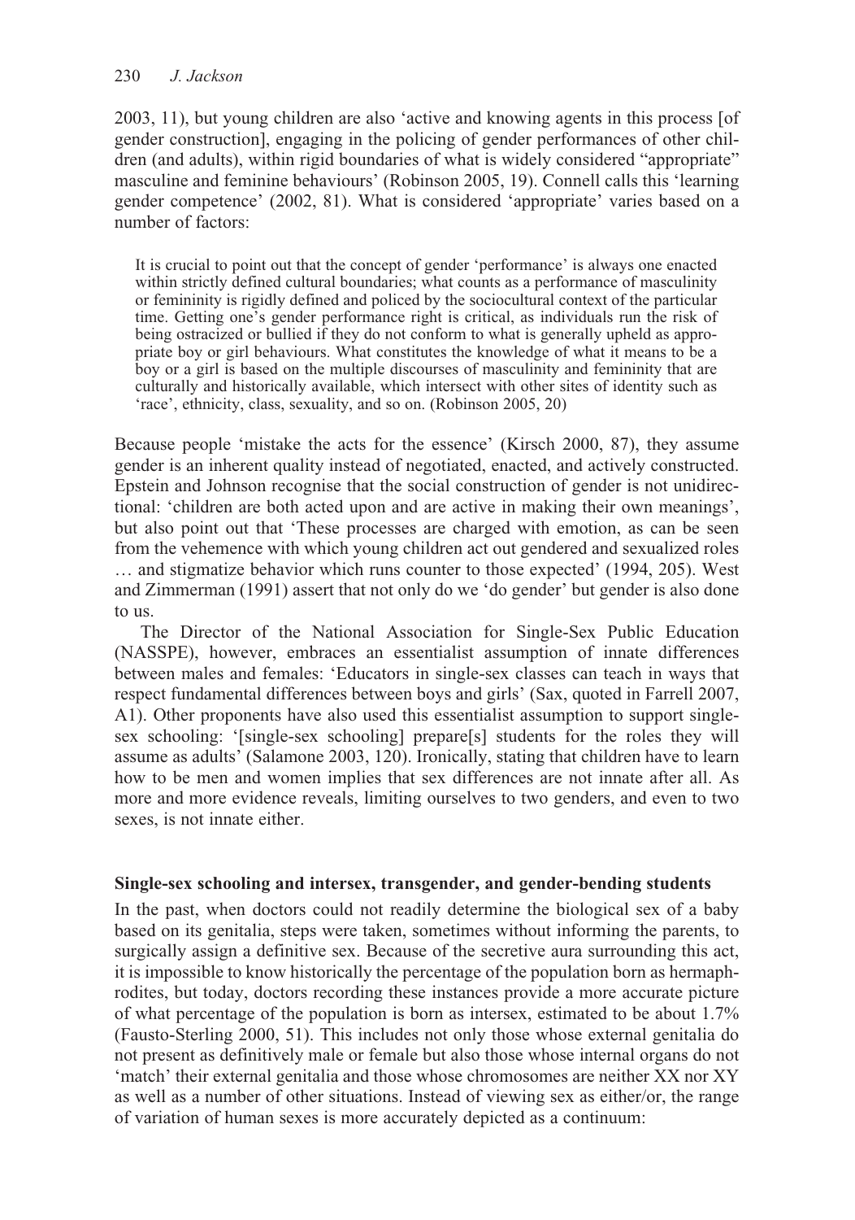2003, 11), but young children are also 'active and knowing agents in this process [of gender construction], engaging in the policing of gender performances of other children (and adults), within rigid boundaries of what is widely considered "appropriate" masculine and feminine behaviours' (Robinson 2005, 19). Connell calls this 'learning gender competence' (2002, 81). What is considered 'appropriate' varies based on a number of factors:

> It is crucial to point out that the concept of gender 'performance' is always one enacted within strictly defined cultural boundaries; what counts as a performance of masculinity or femininity is rigidly defined and policed by the sociocultural context of the particular time. Getting one's gender performance right is critical, as individuals run the risk of being ostracized or bullied if they do not conform to what is generally upheld as appropriate boy or girl behaviours. What constitutes the knowledge of what it means to be a boy or a girl is based on the multiple discourses of masculinity and femininity that are culturally and historically available, which intersect with other sites of identity such as 'race', ethnicity, class, sexuality, and so on. (Robinson 2005, 20)

Because people 'mistake the acts for the essence' (Kirsch 2000, 87), they assume gender is an inherent quality instead of negotiated, enacted, and actively constructed. Epstein and Johnson recognise that the social construction of gender is not unidirectional: 'children are both acted upon and are active in making their own meanings', but also point out that 'These processes are charged with emotion, as can be seen from the vehemence with which young children act out gendered and sexualized roles … and stigmatize behavior which runs counter to those expected' (1994, 205). West and Zimmerman (1991) assert that not only do we 'do gender' but gender is also done to us.

The Director of the National Association for Single-Sex Public Education (NASSPE), however, embraces an essentialist assumption of innate differences between males and females: 'Educators in single-sex classes can teach in ways that respect fundamental differences between boys and girls' (Sax, quoted in Farrell 2007, A1). Other proponents have also used this essentialist assumption to support single-sex schooling: '[single-sex schooling] prepare[s] students for the roles they will assume as adults' (Salamone 2003, 120). Ironically, stating that children have to learn how to be men and women implies that sex differences are not innate after all. As more and more evidence reveals, limiting ourselves to two genders, and even to two sexes, is not innate either.

## Single-sex schooling and intersex, transgender, and gender-bending students

In the past, when doctors could not readily determine the biological sex of a baby based on its genitalia, steps were taken, sometimes without informing the parents, to surgically assign a definitive sex. Because of the secretive aura surrounding this act, it is impossible to know historically the percentage of the population born as hermaphrodites, but today, doctors recording these instances provide a more accurate picture of what percentage of the population is born as intersex, estimated to be about 1.7% (Fausto-Sterling 2000, 51). This includes not only those whose external genitalia do not present as definitively male or female but also those whose internal organs do not 'match' their external genitalia and those whose chromosomes are neither XX nor XY as well as a number of other situations. Instead of viewing sex as either/or, the range of variation of human sexes is more accurately depicted as a continuum: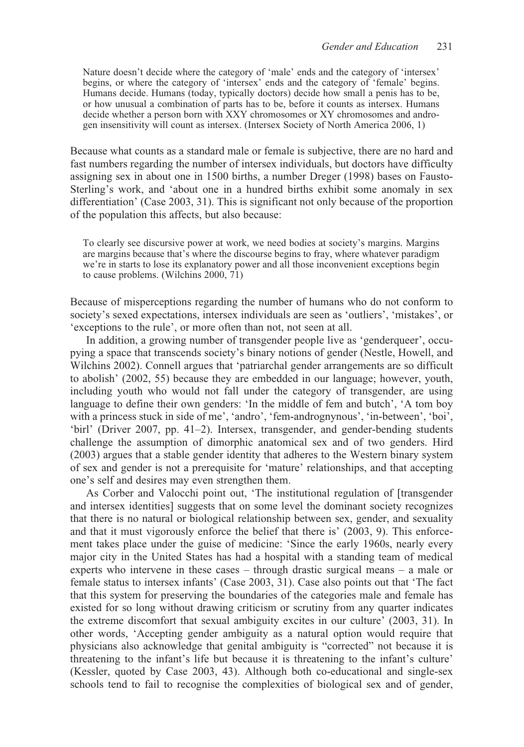> Nature doesn't decide where the category of 'male' ends and the category of 'intersex' begins, or where the category of 'intersex' ends and the category of 'female' begins. Humans decide. Humans (today, typically doctors) decide how small a penis has to be, or how unusual a combination of parts has to be, before it counts as intersex. Humans decide whether a person born with XXY chromosomes or XY chromosomes and androgen insensitivity will count as intersex. (Intersex Society of North America 2006, 1)

Because what counts as a standard male or female is subjective, there are no hard and fast numbers regarding the number of intersex individuals, but doctors have difficulty assigning sex in about one in 1500 births, a number Dreger (1998) bases on Fausto-Sterling's work, and 'about one in a hundred births exhibit some anomaly in sex differentiation' (Case 2003, 31). This is significant not only because of the proportion of the population this affects, but also because:

> To clearly see discursive power at work, we need bodies at society's margins. Margins are margins because that's where the discourse begins to fray, where whatever paradigm we're in starts to lose its explanatory power and all those inconvenient exceptions begin to cause problems. (Wilchins 2000, 71)

Because of misperceptions regarding the number of humans who do not conform to society's sexed expectations, intersex individuals are seen as 'outliers', 'mistakes', or 'exceptions to the rule', or more often than not, not seen at all.

In addition, a growing number of transgender people live as 'genderqueer', occupying a space that transcends society's binary notions of gender (Nestle, Howell, and Wilchins 2002). Connell argues that 'patriarchal gender arrangements are so difficult to abolish' (2002, 55) because they are embedded in our language; however, youth, including youth who would not fall under the category of transgender, are using language to define their own genders: 'In the middle of fem and butch', 'A tom boy with a princess stuck in side of me', 'andro', 'fem-andrognynous', 'in-between', 'boi', 'birl' (Driver 2007, pp. 41–2). Intersex, transgender, and gender-bending students challenge the assumption of dimorphic anatomical sex and of two genders. Hird (2003) argues that a stable gender identity that adheres to the Western binary system of sex and gender is not a prerequisite for 'mature' relationships, and that accepting one's self and desires may even strengthen them.

As Corber and Valocchi point out, 'The institutional regulation of [transgender and intersex identities] suggests that on some level the dominant society recognizes that there is no natural or biological relationship between sex, gender, and sexuality and that it must vigorously enforce the belief that there is' (2003, 9). This enforcement takes place under the guise of medicine: 'Since the early 1960s, nearly every major city in the United States has had a hospital with a standing team of medical experts who intervene in these cases – through drastic surgical means – a male or female status to intersex infants' (Case 2003, 31). Case also points out that 'The fact that this system for preserving the boundaries of the categories male and female has existed for so long without drawing criticism or scrutiny from any quarter indicates the extreme discomfort that sexual ambiguity excites in our culture' (2003, 31). In other words, 'Accepting gender ambiguity as a natural option would require that physicians also acknowledge that genital ambiguity is "corrected" not because it is threatening to the infant's life but because it is threatening to the infant's culture' (Kessler, quoted by Case 2003, 43). Although both co-educational and single-sex schools tend to fail to recognise the complexities of biological sex and of gender,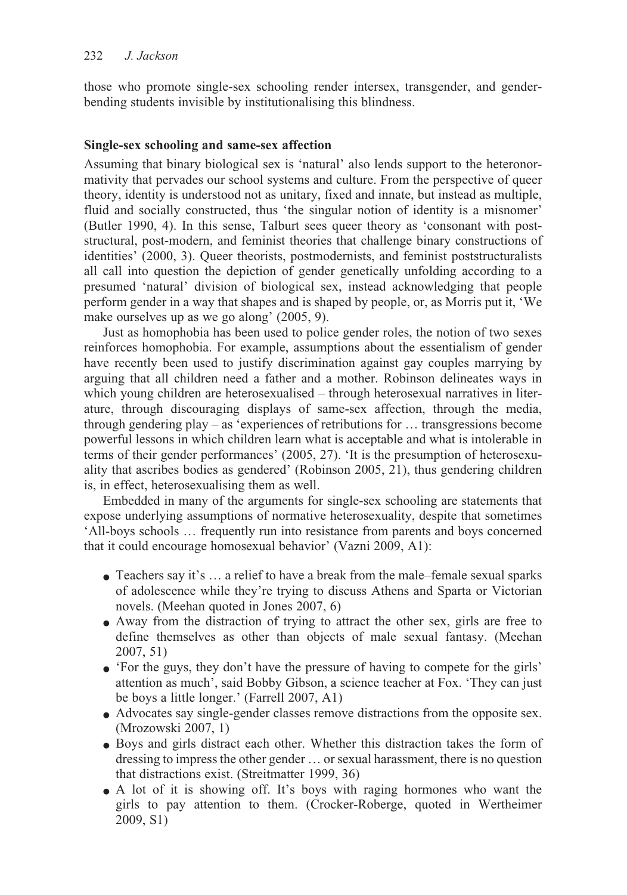those who promote single-sex schooling render intersex, transgender, and gender-bending students invisible by institutionalising this blindness.

### Single-sex schooling and same-sex affection

Assuming that binary biological sex is 'natural' also lends support to the heteronormativity that pervades our school systems and culture. From the perspective of queer theory, identity is understood not as unitary, fixed and innate, but instead as multiple, fluid and socially constructed, thus 'the singular notion of identity is a misnomer' (Butler 1990, 4). In this sense, Talburt sees queer theory as 'consonant with post-structural, post-modern, and feminist theories that challenge binary constructions of identities' (2000, 3). Queer theorists, postmodernists, and feminist poststructuralists all call into question the depiction of gender genetically unfolding according to a presumed 'natural' division of biological sex, instead acknowledging that people perform gender in a way that shapes and is shaped by people, or, as Morris put it, 'We make ourselves up as we go along' (2005, 9).

Just as homophobia has been used to police gender roles, the notion of two sexes reinforces homophobia. For example, assumptions about the essentialism of gender have recently been used to justify discrimination against gay couples marrying by arguing that all children need a father and a mother. Robinson delineates ways in which young children are heterosexualised – through heterosexual narratives in literature, through discouraging displays of same-sex affection, through the media, through gendering play – as 'experiences of retributions for … transgressions become powerful lessons in which children learn what is acceptable and what is intolerable in terms of their gender performances' (2005, 27). 'It is the presumption of heterosexuality that ascribes bodies as gendered' (Robinson 2005, 21), thus gendering children is, in effect, heterosexualising them as well.

Embedded in many of the arguments for single-sex schooling are statements that expose underlying assumptions of normative heterosexuality, despite that sometimes 'All-boys schools … frequently run into resistance from parents and boys concerned that it could encourage homosexual behavior' (Vazni 2009, A1):

- Teachers say it's … a relief to have a break from the male–female sexual sparks of adolescence while they're trying to discuss Athens and Sparta or Victorian novels. (Meehan quoted in Jones 2007, 6)
- Away from the distraction of trying to attract the other sex, girls are free to define themselves as other than objects of male sexual fantasy. (Meehan 2007, 51)
- 'For the guys, they don't have the pressure of having to compete for the girls' attention as much', said Bobby Gibson, a science teacher at Fox. 'They can just be boys a little longer.' (Farrell 2007, A1)
- Advocates say single-gender classes remove distractions from the opposite sex. (Mrozowski 2007, 1)
- Boys and girls distract each other. Whether this distraction takes the form of dressing to impress the other gender … or sexual harassment, there is no question that distractions exist. (Streitmatter 1999, 36)
- A lot of it is showing off. It's boys with raging hormones who want the girls to pay attention to them. (Crocker-Roberge, quoted in Wertheimer 2009, S1)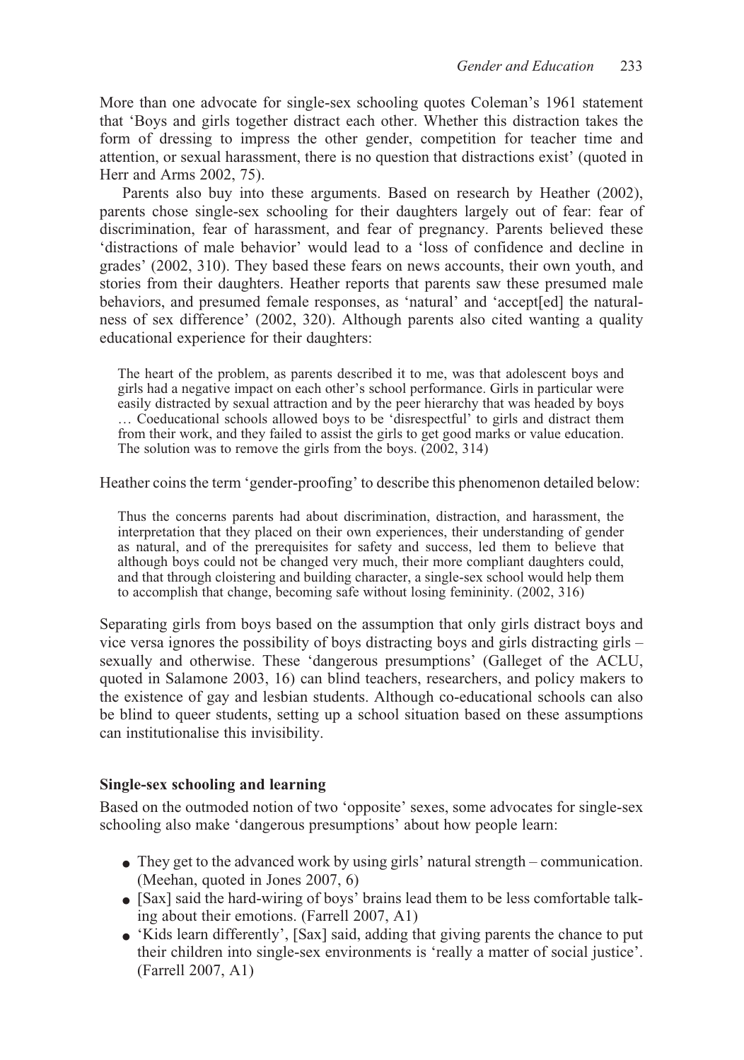More than one advocate for single-sex schooling quotes Coleman's 1961 statement that 'Boys and girls together distract each other. Whether this distraction takes the form of dressing to impress the other gender, competition for teacher time and attention, or sexual harassment, there is no question that distractions exist' (quoted in Herr and Arms 2002, 75).

Parents also buy into these arguments. Based on research by Heather (2002), parents chose single-sex schooling for their daughters largely out of fear: fear of discrimination, fear of harassment, and fear of pregnancy. Parents believed these 'distractions of male behavior' would lead to a 'loss of confidence and decline in grades' (2002, 310). They based these fears on news accounts, their own youth, and stories from their daughters. Heather reports that parents saw these presumed male behaviors, and presumed female responses, as 'natural' and 'accept[ed] the naturalness of sex difference' (2002, 320). Although parents also cited wanting a quality educational experience for their daughters:

> The heart of the problem, as parents described it to me, was that adolescent boys and girls had a negative impact on each other's school performance. Girls in particular were easily distracted by sexual attraction and by the peer hierarchy that was headed by boys … Coeducational schools allowed boys to be 'disrespectful' to girls and distract them from their work, and they failed to assist the girls to get good marks or value education. The solution was to remove the girls from the boys. (2002, 314)

Heather coins the term 'gender-proofing' to describe this phenomenon detailed below:

> Thus the concerns parents had about discrimination, distraction, and harassment, the interpretation that they placed on their own experiences, their understanding of gender as natural, and of the prerequisites for safety and success, led them to believe that although boys could not be changed very much, their more compliant daughters could, and that through cloistering and building character, a single-sex school would help them to accomplish that change, becoming safe without losing femininity. (2002, 316)

Separating girls from boys based on the assumption that only girls distract boys and vice versa ignores the possibility of boys distracting boys and girls distracting girls – sexually and otherwise. These 'dangerous presumptions' (Galleget of the ACLU, quoted in Salamone 2003, 16) can blind teachers, researchers, and policy makers to the existence of gay and lesbian students. Although co-educational schools can also be blind to queer students, setting up a school situation based on these assumptions can institutionalise this invisibility.

### Single-sex schooling and learning

Based on the outmoded notion of two 'opposite' sexes, some advocates for single-sex schooling also make 'dangerous presumptions' about how people learn:

- They get to the advanced work by using girls' natural strength – communication. (Meehan, quoted in Jones 2007, 6)
- [Sax] said the hard-wiring of boys' brains lead them to be less comfortable talking about their emotions. (Farrell 2007, A1)
- 'Kids learn differently', [Sax] said, adding that giving parents the chance to put their children into single-sex environments is 'really a matter of social justice'. (Farrell 2007, A1)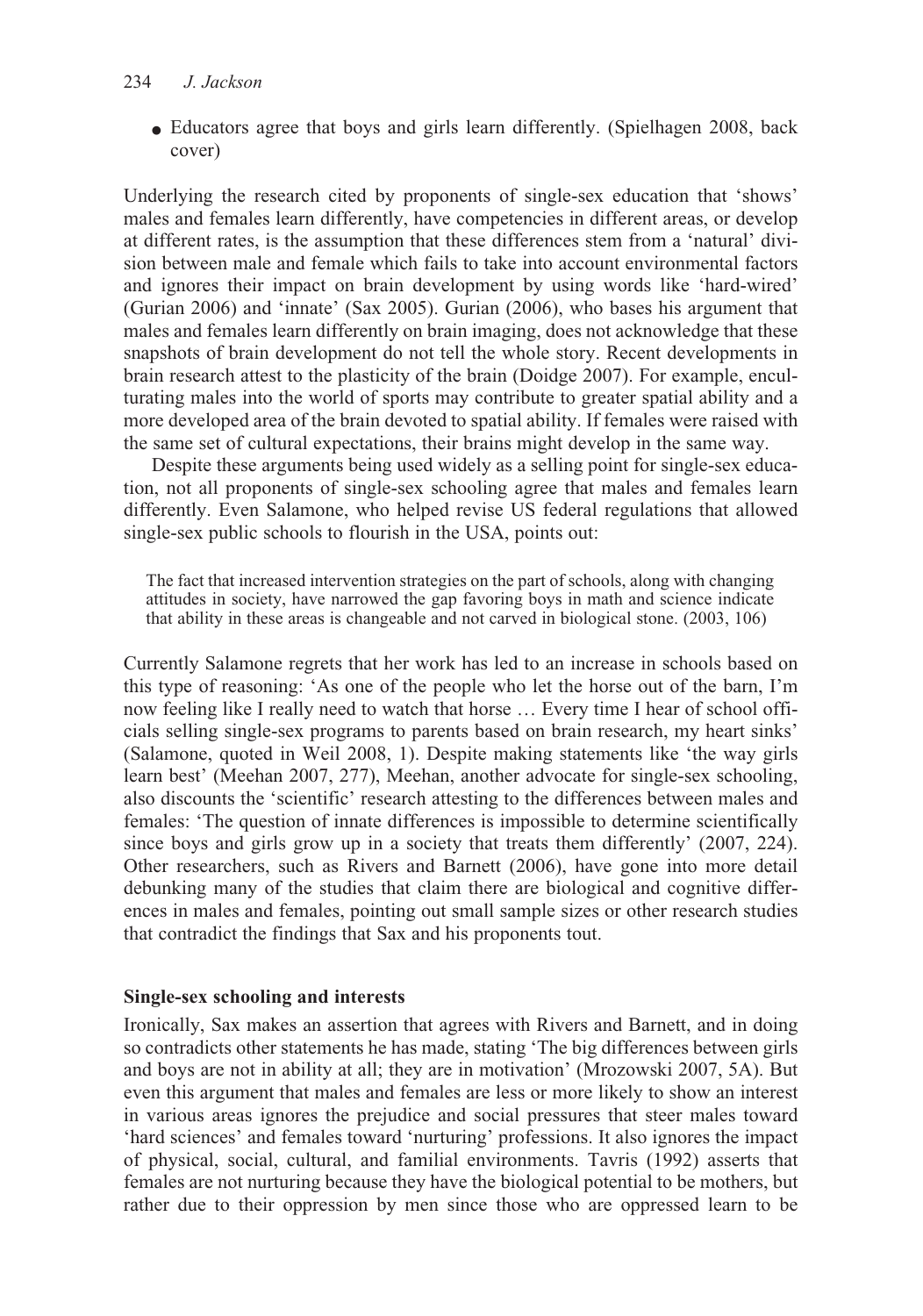- Educators agree that boys and girls learn differently. (Spielhagen 2008, back cover)

Underlying the research cited by proponents of single-sex education that 'shows' males and females learn differently, have competencies in different areas, or develop at different rates, is the assumption that these differences stem from a 'natural' division between male and female which fails to take into account environmental factors and ignores their impact on brain development by using words like 'hard-wired' (Gurian 2006) and 'innate' (Sax 2005). Gurian (2006), who bases his argument that males and females learn differently on brain imaging, does not acknowledge that these snapshots of brain development do not tell the whole story. Recent developments in brain research attest to the plasticity of the brain (Doidge 2007). For example, enculturating males into the world of sports may contribute to greater spatial ability and a more developed area of the brain devoted to spatial ability. If females were raised with the same set of cultural expectations, their brains might develop in the same way.

Despite these arguments being used widely as a selling point for single-sex education, not all proponents of single-sex schooling agree that males and females learn differently. Even Salamone, who helped revise US federal regulations that allowed single-sex public schools to flourish in the USA, points out:

> The fact that increased intervention strategies on the part of schools, along with changing attitudes in society, have narrowed the gap favoring boys in math and science indicate that ability in these areas is changeable and not carved in biological stone. (2003, 106)

Currently Salamone regrets that her work has led to an increase in schools based on this type of reasoning: 'As one of the people who let the horse out of the barn, I'm now feeling like I really need to watch that horse … Every time I hear of school officials selling single-sex programs to parents based on brain research, my heart sinks' (Salamone, quoted in Weil 2008, 1). Despite making statements like 'the way girls learn best' (Meehan 2007, 277), Meehan, another advocate for single-sex schooling, also discounts the 'scientific' research attesting to the differences between males and females: 'The question of innate differences is impossible to determine scientifically since boys and girls grow up in a society that treats them differently' (2007, 224). Other researchers, such as Rivers and Barnett (2006), have gone into more detail debunking many of the studies that claim there are biological and cognitive differences in males and females, pointing out small sample sizes or other research studies that contradict the findings that Sax and his proponents tout.

### Single-sex schooling and interests

Ironically, Sax makes an assertion that agrees with Rivers and Barnett, and in doing so contradicts other statements he has made, stating 'The big differences between girls and boys are not in ability at all; they are in motivation' (Mrozowski 2007, 5A). But even this argument that males and females are less or more likely to show an interest in various areas ignores the prejudice and social pressures that steer males toward 'hard sciences' and females toward 'nurturing' professions. It also ignores the impact of physical, social, cultural, and familial environments. Tavris (1992) asserts that females are not nurturing because they have the biological potential to be mothers, but rather due to their oppression by men since those who are oppressed learn to be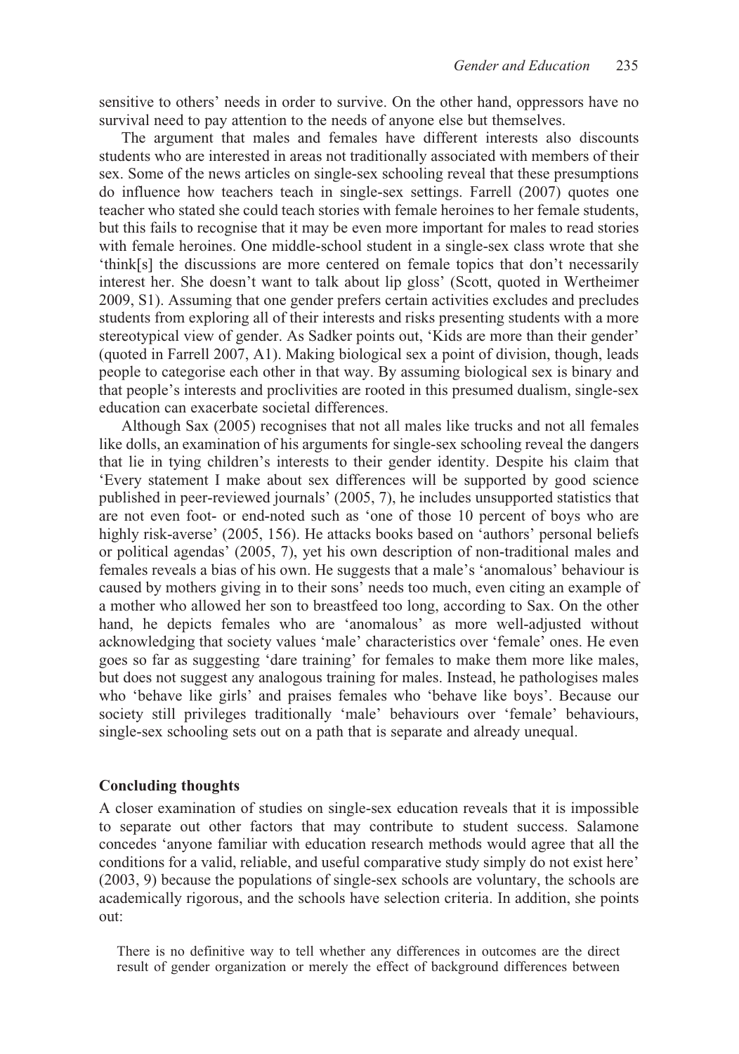sensitive to others' needs in order to survive. On the other hand, oppressors have no survival need to pay attention to the needs of anyone else but themselves.

The argument that males and females have different interests also discounts students who are interested in areas not traditionally associated with members of their sex. Some of the news articles on single-sex schooling reveal that these presumptions do influence how teachers teach in single-sex settings. Farrell (2007) quotes one teacher who stated she could teach stories with female heroines to her female students, but this fails to recognise that it may be even more important for males to read stories with female heroines. One middle-school student in a single-sex class wrote that she 'think[s] the discussions are more centered on female topics that don't necessarily interest her. She doesn't want to talk about lip gloss' (Scott, quoted in Wertheimer 2009, S1). Assuming that one gender prefers certain activities excludes and precludes students from exploring all of their interests and risks presenting students with a more stereotypical view of gender. As Sadker points out, 'Kids are more than their gender' (quoted in Farrell 2007, A1). Making biological sex a point of division, though, leads people to categorise each other in that way. By assuming biological sex is binary and that people's interests and proclivities are rooted in this presumed dualism, single-sex education can exacerbate societal differences.

Although Sax (2005) recognises that not all males like trucks and not all females like dolls, an examination of his arguments for single-sex schooling reveal the dangers that lie in tying children's interests to their gender identity. Despite his claim that 'Every statement I make about sex differences will be supported by good science published in peer-reviewed journals' (2005, 7), he includes unsupported statistics that are not even foot- or end-noted such as 'one of those 10 percent of boys who are highly risk-averse' (2005, 156). He attacks books based on 'authors' personal beliefs or political agendas' (2005, 7), yet his own description of non-traditional males and females reveals a bias of his own. He suggests that a male's 'anomalous' behaviour is caused by mothers giving in to their sons' needs too much, even citing an example of a mother who allowed her son to breastfeed too long, according to Sax. On the other hand, he depicts females who are 'anomalous' as more well-adjusted without acknowledging that society values 'male' characteristics over 'female' ones. He even goes so far as suggesting 'dare training' for females to make them more like males, but does not suggest any analogous training for males. Instead, he pathologises males who 'behave like girls' and praises females who 'behave like boys'. Because our society still privileges traditionally 'male' behaviours over 'female' behaviours, single-sex schooling sets out on a path that is separate and already unequal.

## Concluding thoughts

A closer examination of studies on single-sex education reveals that it is impossible to separate out other factors that may contribute to student success. Salamone concedes 'anyone familiar with education research methods would agree that all the conditions for a valid, reliable, and useful comparative study simply do not exist here' (2003, 9) because the populations of single-sex schools are voluntary, the schools are academically rigorous, and the schools have selection criteria. In addition, she points out:

> There is no definitive way to tell whether any differences in outcomes are the direct result of gender organization or merely the effect of background differences between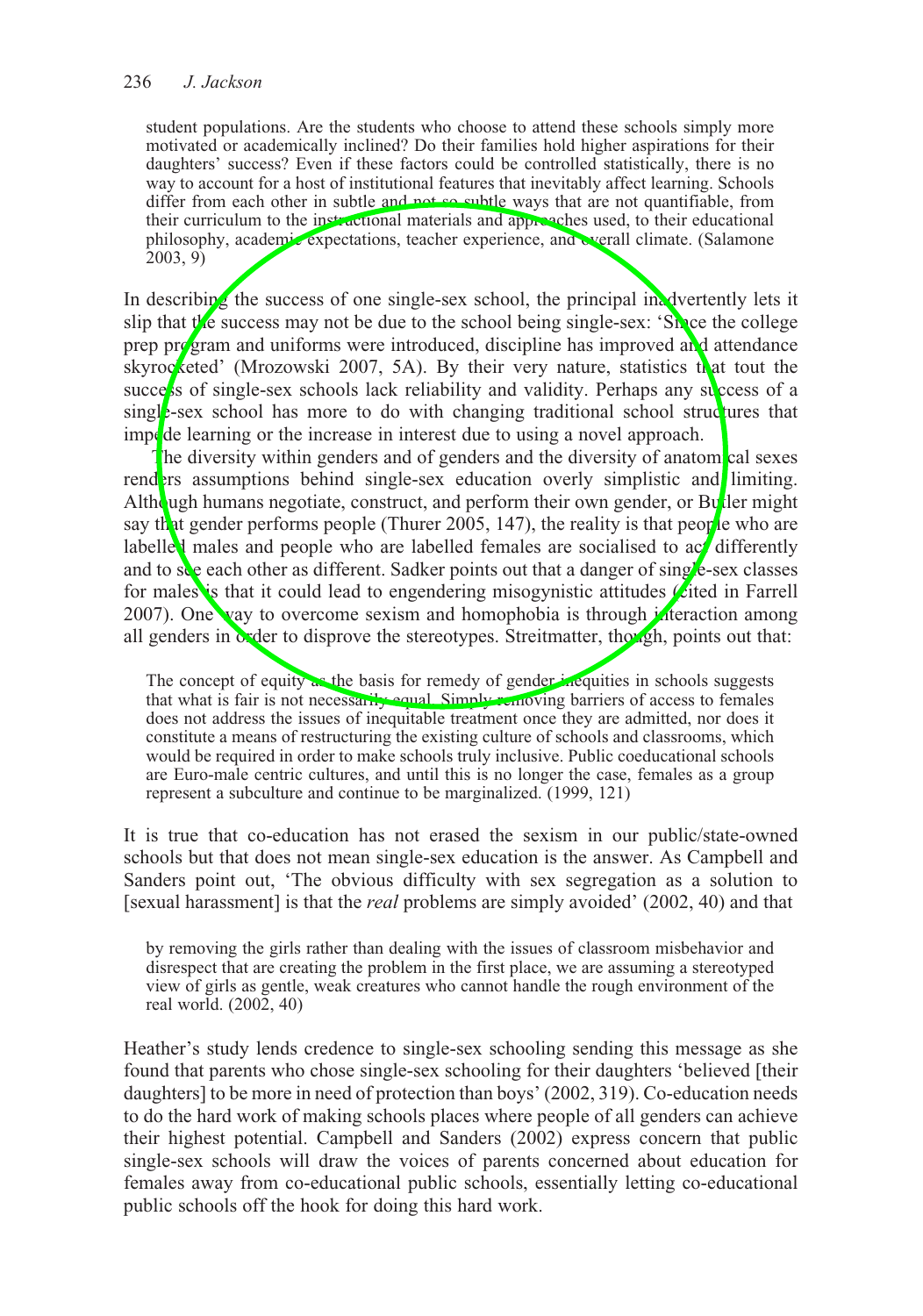student populations. Are the students who choose to attend these schools simply more motivated or academically inclined? Do their families hold higher aspirations for their daughters' success? Even if these factors could be controlled statistically, there is no way to account for a host of institutional features that inevitably affect learning. Schools differ from each other in subtle and not-so-subtle ways that are not quantifiable, from their curriculum to the instructional materials and approaches used, to their educational philosophy, academic expectations, teacher experience, and overall climate. (Salamone 2003, 9)

In describing the success of one single-sex school, the principal inadvertently lets it slip that the success may not be due to the school being single-sex: 'Since the college prep program and uniforms were introduced, discipline has improved and attendance skyrocketed' (Mrozowski 2007, 5A). By their very nature, statistics that tout the success of single-sex schools lack reliability and validity. Perhaps any success of a single-sex school has more to do with changing traditional school structures that impede learning or the increase in interest due to using a novel approach.

The diversity within genders and of genders and the diversity of anatomical sexes renders assumptions behind single-sex education overly simplistic and limiting. Although humans negotiate, construct, and perform their own gender, or Butler might say that gender performs people (Thurer 2005, 147), the reality is that people who are labelled males and people who are labelled females are socialised to act differently and to see each other as different. Sadker points out that a danger of single-sex classes for males is that it could lead to engendering misogynistic attitudes (cited in Farrell 2007). One way to overcome sexism and homophobia is through interaction among all genders in order to disprove the stereotypes. Streitmatter, though, points out that:

> The concept of equity as the basis for remedy of gender inequities in schools suggests that what is fair is not necessarily equal. Simply removing barriers of access to females does not address the issues of inequitable treatment once they are admitted, nor does it constitute a means of restructuring the existing culture of schools and classrooms, which would be required in order to make schools truly inclusive. Public coeducational schools are Euro-male centric cultures, and until this is no longer the case, females as a group represent a subculture and continue to be marginalized. (1999, 121)

It is true that co-education has not erased the sexism in our public/state-owned schools but that does not mean single-sex education is the answer. As Campbell and Sanders point out, 'The obvious difficulty with sex segregation as a solution to [sexual harassment] is that the *real* problems are simply avoided' (2002, 40) and that

> by removing the girls rather than dealing with the issues of classroom misbehavior and disrespect that are creating the problem in the first place, we are assuming a stereotyped view of girls as gentle, weak creatures who cannot handle the rough environment of the real world. (2002, 40)

Heather's study lends credence to single-sex schooling sending this message as she found that parents who chose single-sex schooling for their daughters 'believed [their daughters] to be more in need of protection than boys' (2002, 319). Co-education needs to do the hard work of making schools places where people of all genders can achieve their highest potential. Campbell and Sanders (2002) express concern that public single-sex schools will draw the voices of parents concerned about education for females away from co-educational public schools, essentially letting co-educational public schools off the hook for doing this hard work.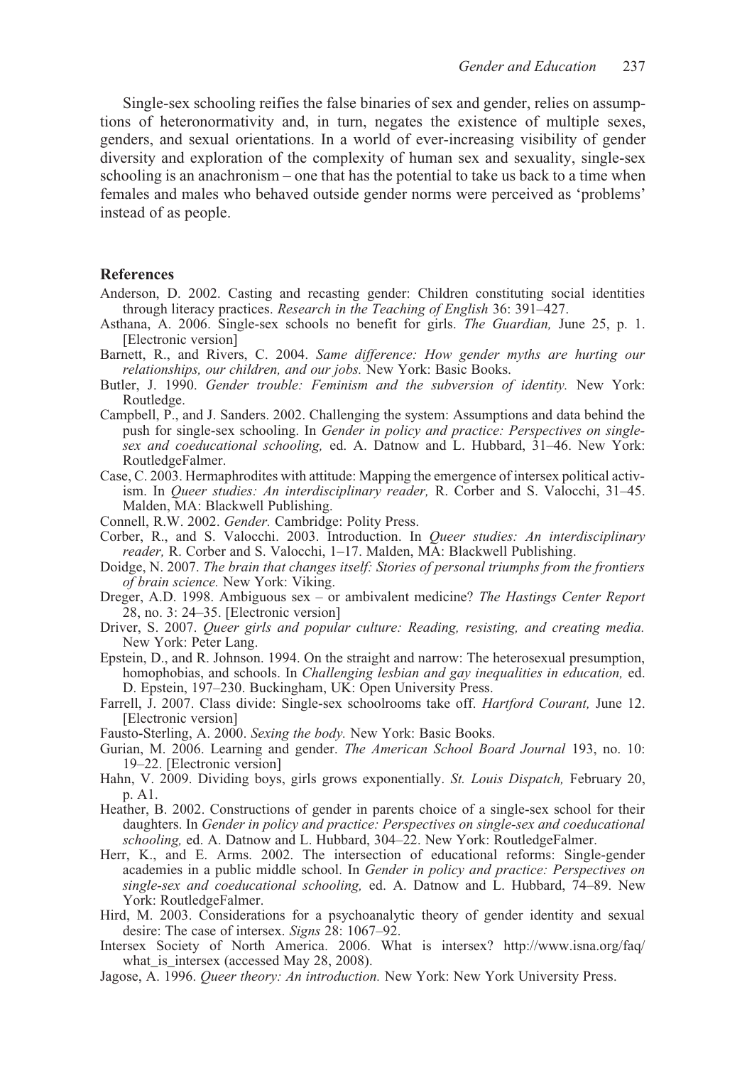Single-sex schooling reifies the false binaries of sex and gender, relies on assumptions of heteronormativity and, in turn, negates the existence of multiple sexes, genders, and sexual orientations. In a world of ever-increasing visibility of gender diversity and exploration of the complexity of human sex and sexuality, single-sex schooling is an anachronism – one that has the potential to take us back to a time when females and males who behaved outside gender norms were perceived as 'problems' instead of as people.

## References

Anderson, D. 2002. Casting and recasting gender: Children constituting social identities through literacy practices. *Research in the Teaching of English* 36: 391–427.

Asthana, A. 2006. Single-sex schools no benefit for girls. *The Guardian,* June 25, p. 1. [Electronic version]

Barnett, R., and Rivers, C. 2004. *Same difference: How gender myths are hurting our relationships, our children, and our jobs.* New York: Basic Books.

Butler, J. 1990. *Gender trouble: Feminism and the subversion of identity.* New York: Routledge.

Campbell, P., and J. Sanders. 2002. Challenging the system: Assumptions and data behind the push for single-sex schooling. In *Gender in policy and practice: Perspectives on single-sex and coeducational schooling,* ed. A. Datnow and L. Hubbard, 31–46. New York: RoutledgeFalmer.

Case, C. 2003. Hermaphrodites with attitude: Mapping the emergence of intersex political activism. In *Queer studies: An interdisciplinary reader,* R. Corber and S. Valocchi, 31–45. Malden, MA: Blackwell Publishing.

Connell, R.W. 2002. *Gender.* Cambridge: Polity Press.

Corber, R., and S. Valocchi. 2003. Introduction. In *Queer studies: An interdisciplinary reader,* R. Corber and S. Valocchi, 1–17. Malden, MA: Blackwell Publishing.

Doidge, N. 2007. *The brain that changes itself: Stories of personal triumphs from the frontiers of brain science.* New York: Viking.

Dreger, A.D. 1998. Ambiguous sex – or ambivalent medicine? *The Hastings Center Report* 28, no. 3: 24–35. [Electronic version]

Driver, S. 2007. *Queer girls and popular culture: Reading, resisting, and creating media.* New York: Peter Lang.

Epstein, D., and R. Johnson. 1994. On the straight and narrow: The heterosexual presumption, homophobias, and schools. In *Challenging lesbian and gay inequalities in education,* ed. D. Epstein, 197–230. Buckingham, UK: Open University Press.

Farrell, J. 2007. Class divide: Single-sex schoolrooms take off. *Hartford Courant,* June 12. [Electronic version]

Fausto-Sterling, A. 2000. *Sexing the body.* New York: Basic Books.

Gurian, M. 2006. Learning and gender. *The American School Board Journal* 193, no. 10: 19–22. [Electronic version]

Hahn, V. 2009. Dividing boys, girls grows exponentially. *St. Louis Dispatch,* February 20, p. A1.

Heather, B. 2002. Constructions of gender in parents choice of a single-sex school for their daughters. In *Gender in policy and practice: Perspectives on single-sex and coeducational schooling,* ed. A. Datnow and L. Hubbard, 304–22. New York: RoutledgeFalmer.

Herr, K., and E. Arms. 2002. The intersection of educational reforms: Single-gender academies in a public middle school. In *Gender in policy and practice: Perspectives on single-sex and coeducational schooling,* ed. A. Datnow and L. Hubbard, 74–89. New York: RoutledgeFalmer.

Hird, M. 2003. Considerations for a psychoanalytic theory of gender identity and sexual desire: The case of intersex. *Signs* 28: 1067–92.

Intersex Society of North America. 2006. What is intersex? http://www.isna.org/faq/what_is_intersex (accessed May 28, 2008).

Jagose, A. 1996. *Queer theory: An introduction.* New York: New York University Press.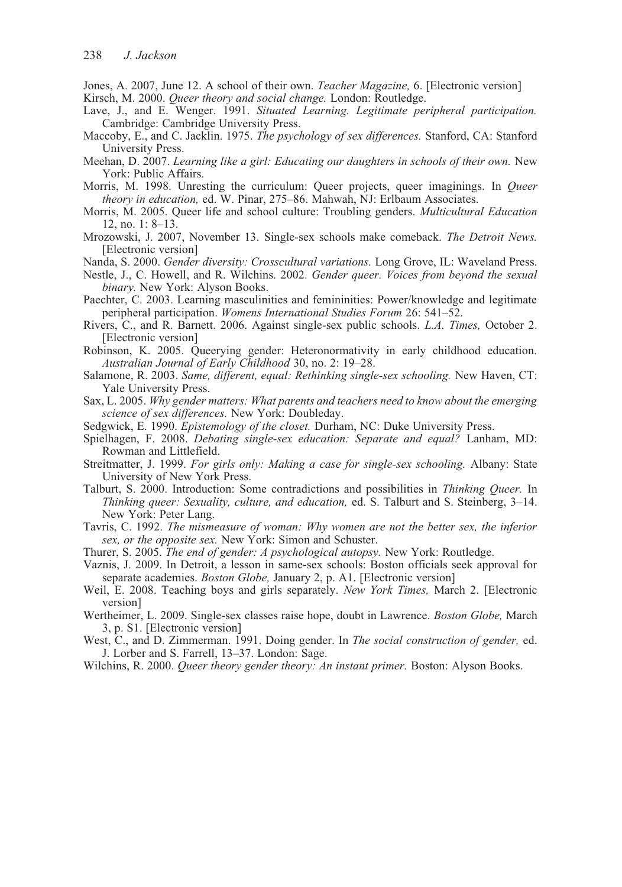Jones, A. 2007, June 12. A school of their own. *Teacher Magazine,* 6. [Electronic version]

Kirsch, M. 2000. *Queer theory and social change.* London: Routledge.

Lave, J., and E. Wenger. 1991. *Situated Learning. Legitimate peripheral participation.* Cambridge: Cambridge University Press.

Maccoby, E., and C. Jacklin. 1975. *The psychology of sex differences.* Stanford, CA: Stanford University Press.

Meehan, D. 2007. *Learning like a girl: Educating our daughters in schools of their own.* New York: Public Affairs.

Morris, M. 1998. Unresting the curriculum: Queer projects, queer imaginings. In *Queer theory in education,* ed. W. Pinar, 275–86. Mahwah, NJ: Erlbaum Associates.

Morris, M. 2005. Queer life and school culture: Troubling genders. *Multicultural Education* 12, no. 1: 8–13.

Mrozowski, J. 2007, November 13. Single-sex schools make comeback. *The Detroit News.* [Electronic version]

Nanda, S. 2000. *Gender diversity: Crosscultural variations.* Long Grove, IL: Waveland Press.

Nestle, J., C. Howell, and R. Wilchins. 2002. *Gender queer. Voices from beyond the sexual binary.* New York: Alyson Books.

Paechter, C. 2003. Learning masculinities and femininities: Power/knowledge and legitimate peripheral participation. *Womens International Studies Forum* 26: 541–52.

Rivers, C., and R. Barnett. 2006. Against single-sex public schools. *L.A. Times,* October 2. [Electronic version]

Robinson, K. 2005. Queerying gender: Heteronormativity in early childhood education. *Australian Journal of Early Childhood* 30, no. 2: 19–28.

Salamone, R. 2003. *Same, different, equal: Rethinking single-sex schooling.* New Haven, CT: Yale University Press.

Sax, L. 2005. *Why gender matters: What parents and teachers need to know about the emerging science of sex differences.* New York: Doubleday.

Sedgwick, E. 1990. *Epistemology of the closet.* Durham, NC: Duke University Press.

Spielhagen, F. 2008. *Debating single-sex education: Separate and equal?* Lanham, MD: Rowman and Littlefield.

Streitmatter, J. 1999. *For girls only: Making a case for single-sex schooling.* Albany: State University of New York Press.

Talburt, S. 2000. Introduction: Some contradictions and possibilities in *Thinking Queer.* In *Thinking queer: Sexuality, culture, and education,* ed. S. Talburt and S. Steinberg, 3–14. New York: Peter Lang.

Tavris, C. 1992. *The mismeasure of woman: Why women are not the better sex, the inferior sex, or the opposite sex.* New York: Simon and Schuster.

Thurer, S. 2005. *The end of gender: A psychological autopsy.* New York: Routledge.

Vaznis, J. 2009. In Detroit, a lesson in same-sex schools: Boston officials seek approval for separate academies. *Boston Globe,* January 2, p. A1. [Electronic version]

Weil, E. 2008. Teaching boys and girls separately. *New York Times,* March 2. [Electronic version]

Wertheimer, L. 2009. Single-sex classes raise hope, doubt in Lawrence. *Boston Globe,* March 3, p. S1. [Electronic version]

West, C., and D. Zimmerman. 1991. Doing gender. In *The social construction of gender,* ed. J. Lorber and S. Farrell, 13–37. London: Sage.

Wilchins, R. 2000. *Queer theory gender theory: An instant primer.* Boston: Alyson Books.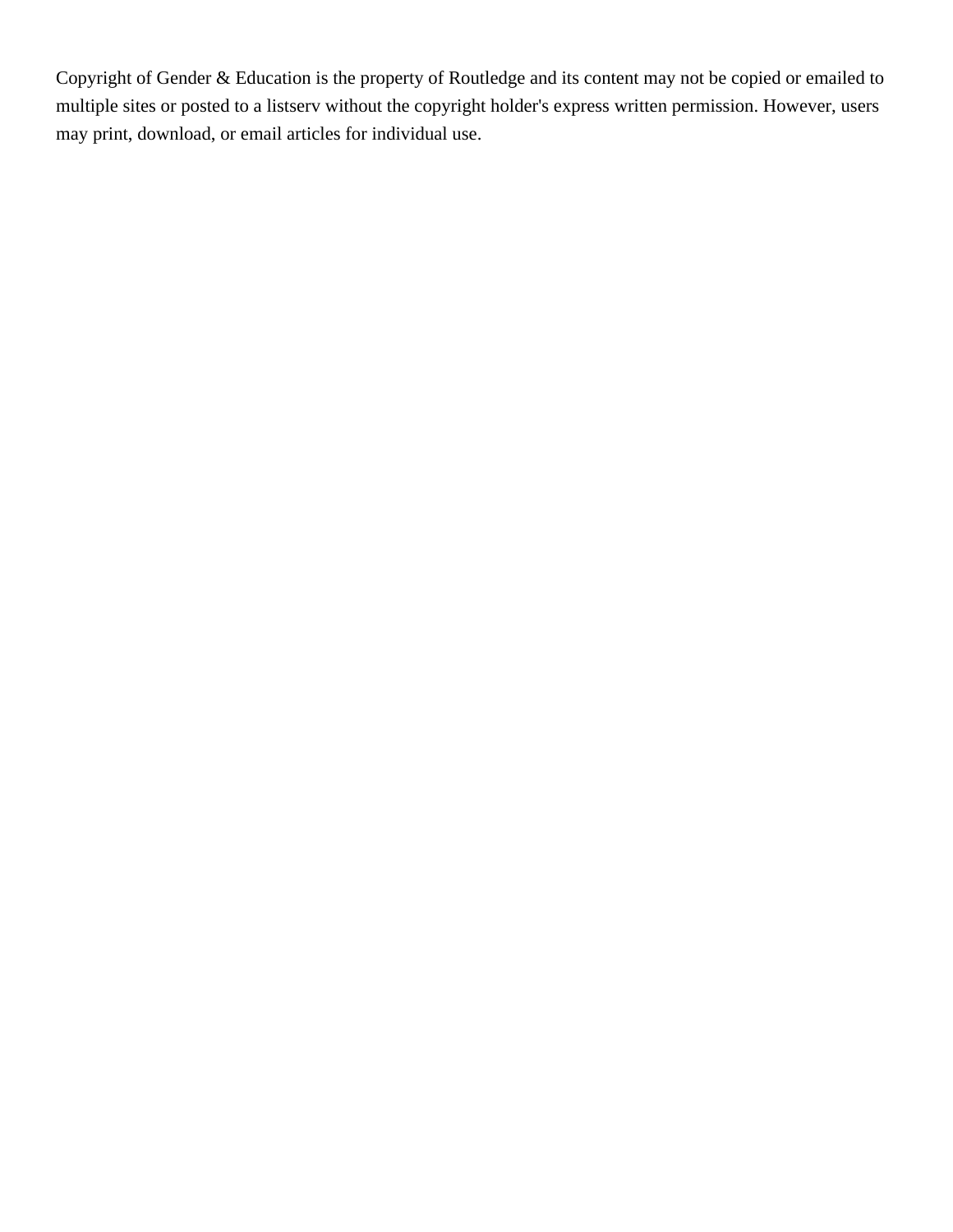Copyright of Gender & Education is the property of Routledge and its content may not be copied or emailed to multiple sites or posted to a listserv without the copyright holder's express written permission. However, users may print, download, or email articles for individual use.